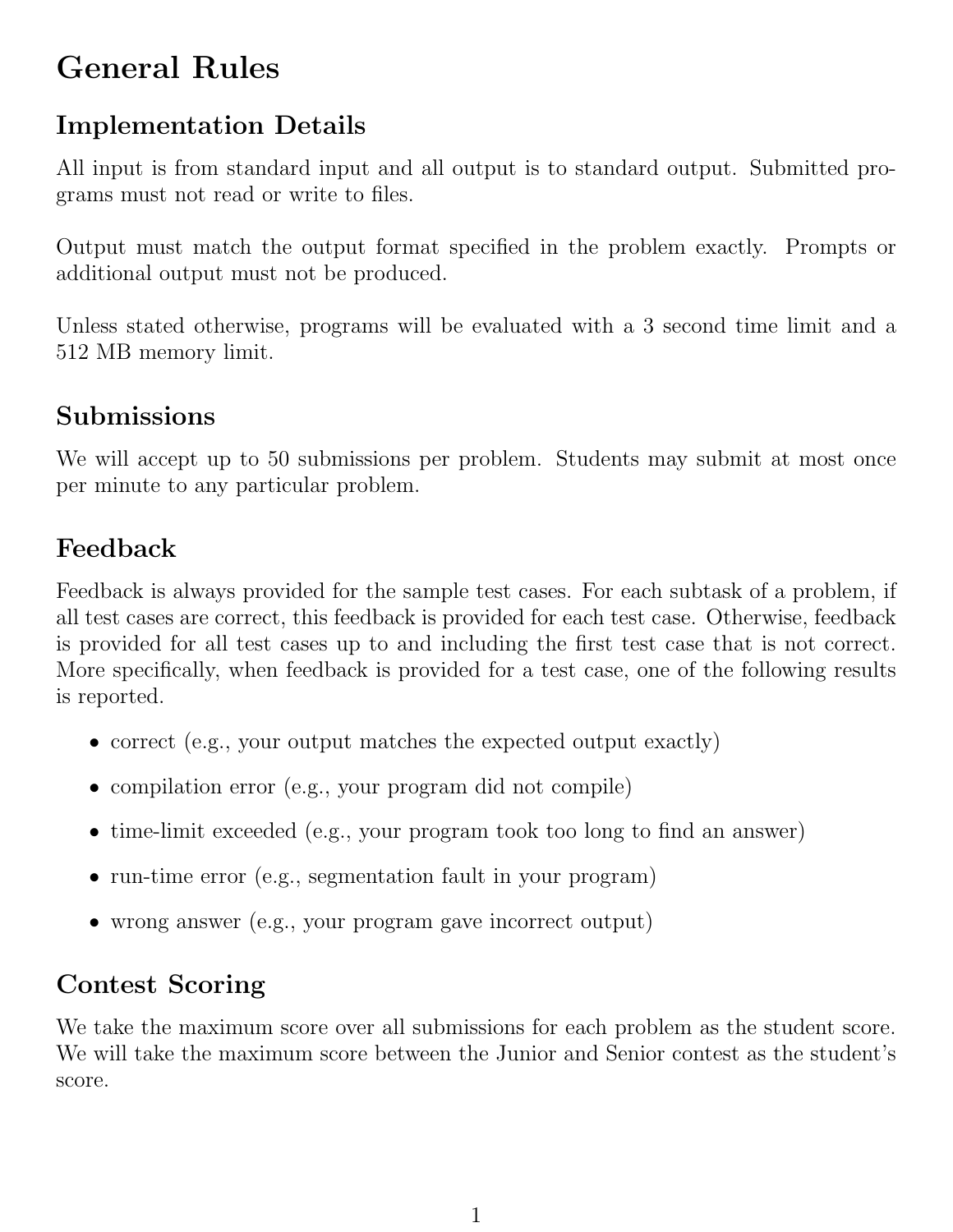# General Rules

## Implementation Details

All input is from standard input and all output is to standard output. Submitted programs must not read or write to files.

Output must match the output format specified in the problem exactly. Prompts or additional output must not be produced.

Unless stated otherwise, programs will be evaluated with a 3 second time limit and a 512 MB memory limit.

## Submissions

We will accept up to 50 submissions per problem. Students may submit at most once per minute to any particular problem.

## Feedback

Feedback is always provided for the sample test cases. For each subtask of a problem, if all test cases are correct, this feedback is provided for each test case. Otherwise, feedback is provided for all test cases up to and including the first test case that is not correct. More specifically, when feedback is provided for a test case, one of the following results is reported.

- correct (e.g., your output matches the expected output exactly)
- compilation error (e.g., your program did not compile)
- time-limit exceeded (e.g., your program took too long to find an answer)
- run-time error (e.g., segmentation fault in your program)
- wrong answer (e.g., your program gave incorrect output)

## Contest Scoring

We take the maximum score over all submissions for each problem as the student score. We will take the maximum score between the Junior and Senior contest as the student's score.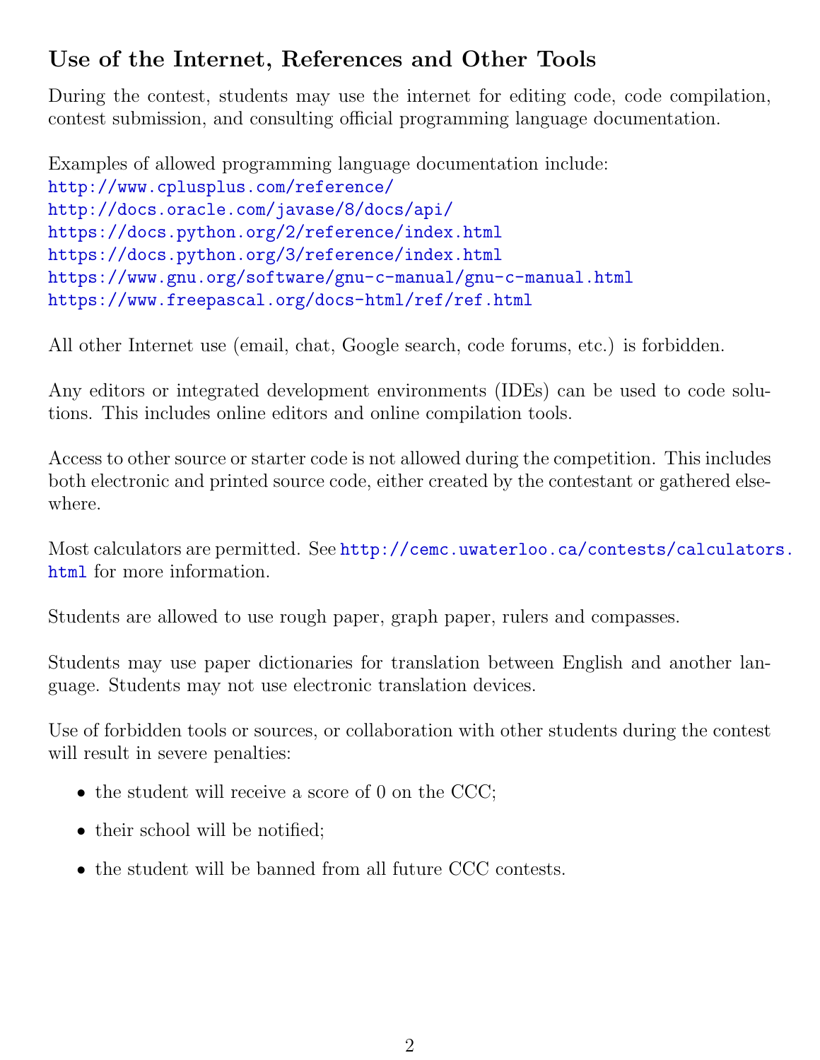## Use of the Internet, References and Other Tools

During the contest, students may use the internet for editing code, code compilation, contest submission, and consulting official programming language documentation.

Examples of allowed programming language documentation include:
http://www.cplusplus.com/reference/
http://docs.oracle.com/javase/8/docs/api/
https://docs.python.org/2/reference/index.html
https://docs.python.org/3/reference/index.html
https://www.gnu.org/software/gnu-c-manual/gnu-c-manual.html
https://www.freepascal.org/docs-html/ref/ref.html

All other Internet use (email, chat, Google search, code forums, etc.) is forbidden.

Any editors or integrated development environments (IDEs) can be used to code solutions. This includes online editors and online compilation tools.

Access to other source or starter code is not allowed during the competition. This includes both electronic and printed source code, either created by the contestant or gathered elsewhere.

Most calculators are permitted. See http://cemc.uwaterloo.ca/contests/calculators.html for more information.

Students are allowed to use rough paper, graph paper, rulers and compasses.

Students may use paper dictionaries for translation between English and another language. Students may not use electronic translation devices.

Use of forbidden tools or sources, or collaboration with other students during the contest will result in severe penalties:

- the student will receive a score of 0 on the CCC;
- their school will be notified;
- the student will be banned from all future CCC contests.